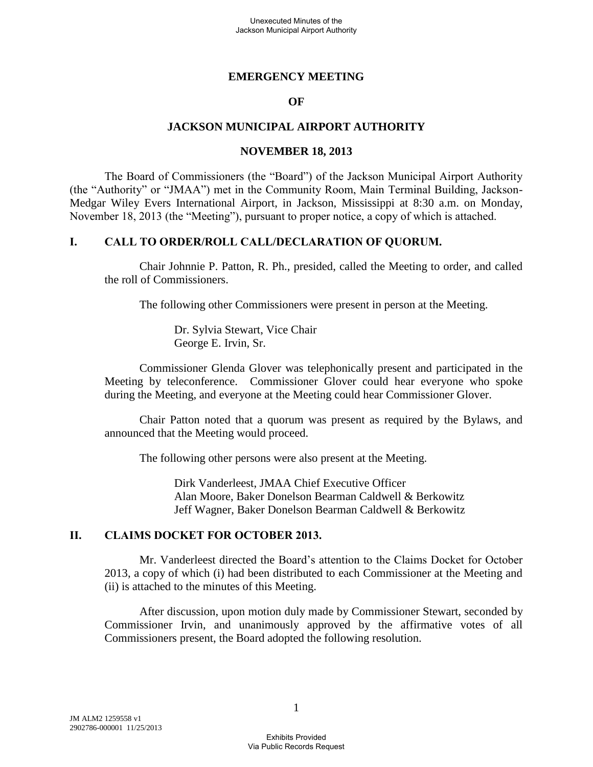# EMERGENCY MEETING

# OF

# JACKSON MUNICIPAL AIRPORT AUTHORITY

# NOVEMBER 18, 2013

The Board of Commissioners (the "Board") of the Jackson Municipal Airport Authority (the "Authority" or "JMAA") met in the Community Room, Main Terminal Building, Jackson-Medgar Wiley Evers International Airport, in Jackson, Mississippi at 8:30 a.m. on Monday, November 18, 2013 (the "Meeting"), pursuant to proper notice, a copy of which is attached.

## I. CALL TO ORDER/ROLL CALL/DECLARATION OF QUORUM.

Chair Johnnie P. Patton, R. Ph., presided, called the Meeting to order, and called the roll of Commissioners.

The following other Commissioners were present in person at the Meeting.

Dr. Sylvia Stewart, Vice Chair
George E. Irvin, Sr.

Commissioner Glenda Glover was telephonically present and participated in the Meeting by teleconference. Commissioner Glover could hear everyone who spoke during the Meeting, and everyone at the Meeting could hear Commissioner Glover.

Chair Patton noted that a quorum was present as required by the Bylaws, and announced that the Meeting would proceed.

The following other persons were also present at the Meeting.

Dirk Vanderleest, JMAA Chief Executive Officer
Alan Moore, Baker Donelson Bearman Caldwell & Berkowitz
Jeff Wagner, Baker Donelson Bearman Caldwell & Berkowitz

## II. CLAIMS DOCKET FOR OCTOBER 2013.

Mr. Vanderleest directed the Board's attention to the Claims Docket for October 2013, a copy of which (i) had been distributed to each Commissioner at the Meeting and (ii) is attached to the minutes of this Meeting.

After discussion, upon motion duly made by Commissioner Stewart, seconded by Commissioner Irvin, and unanimously approved by the affirmative votes of all Commissioners present, the Board adopted the following resolution.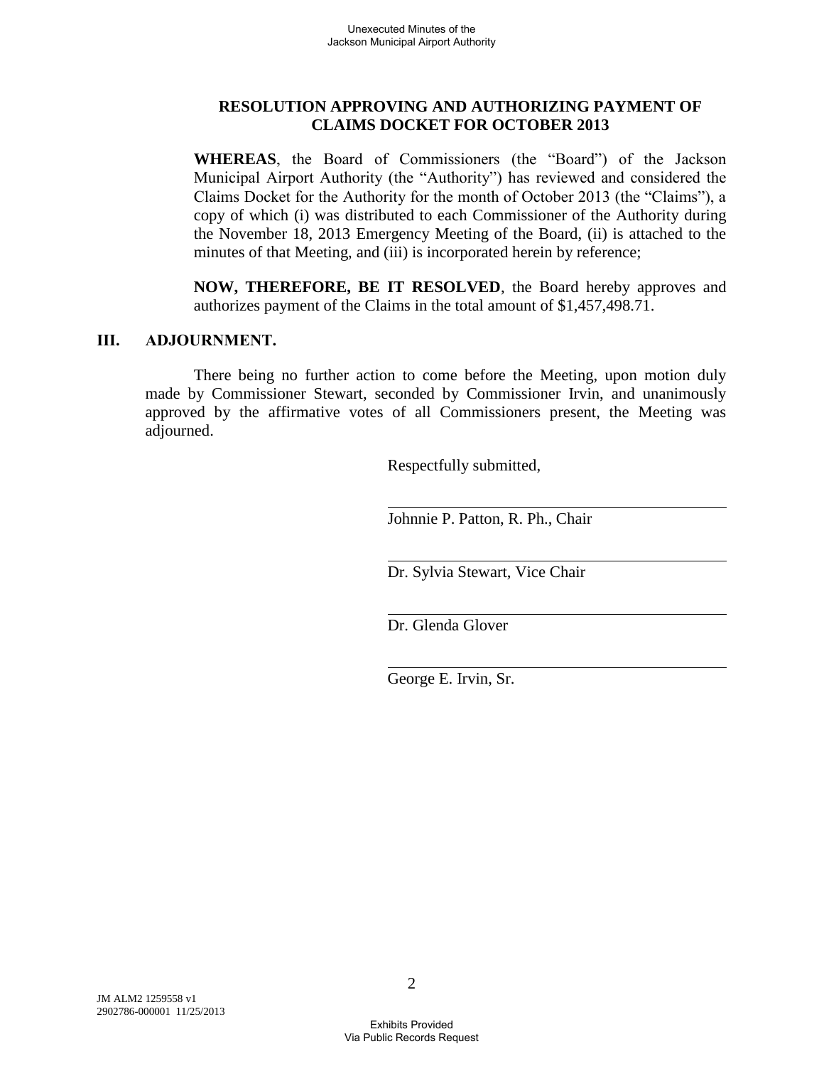**RESOLUTION APPROVING AND AUTHORIZING PAYMENT OF CLAIMS DOCKET FOR OCTOBER 2013**

**WHEREAS**, the Board of Commissioners (the "Board") of the Jackson Municipal Airport Authority (the "Authority") has reviewed and considered the Claims Docket for the Authority for the month of October 2013 (the "Claims"), a copy of which (i) was distributed to each Commissioner of the Authority during the November 18, 2013 Emergency Meeting of the Board, (ii) is attached to the minutes of that Meeting, and (iii) is incorporated herein by reference;

**NOW, THEREFORE, BE IT RESOLVED**, the Board hereby approves and authorizes payment of the Claims in the total amount of $1,457,498.71.

## III. ADJOURNMENT.

There being no further action to come before the Meeting, upon motion duly made by Commissioner Stewart, seconded by Commissioner Irvin, and unanimously approved by the affirmative votes of all Commissioners present, the Meeting was adjourned.

Respectfully submitted,

Johnnie P. Patton, R. Ph., Chair

Dr. Sylvia Stewart, Vice Chair

Dr. Glenda Glover

George E. Irvin, Sr.

JM ALM2 1259558 v1
2902786-000001 11/25/2013

Exhibits Provided
Via Public Records Request